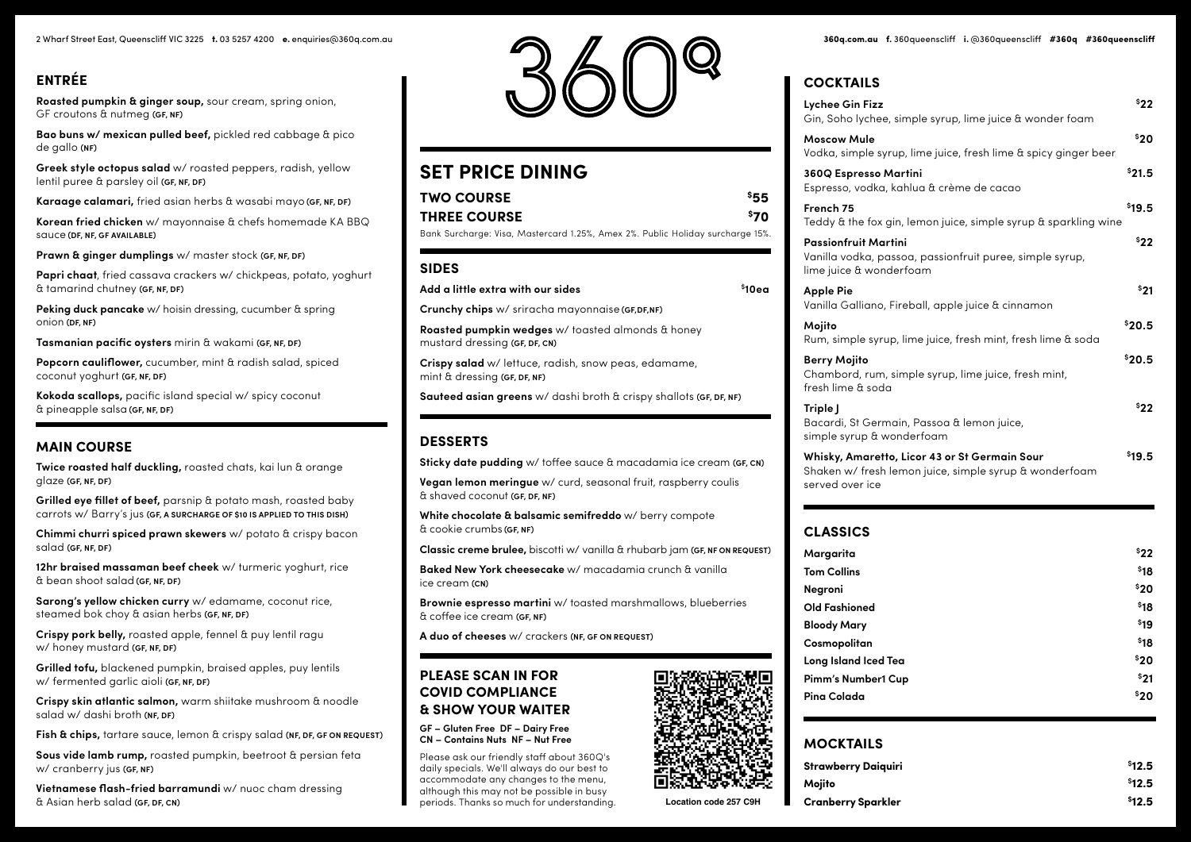2 Wharf Street East, Queenscliff VIC 3225 **t.** 03 5257 4200 **e.** enquiries@360q.com.au

# 360Q

**360q.com.au** **f.** 360queenscliff **i.** @360queenscliff **#360q #360queenscliff**

## ENTRÉE

**Roasted pumpkin & ginger soup,** sour cream, spring onion, GF croutons & nutmeg **(GF, NF)**

**Bao buns w/ mexican pulled beef,** pickled red cabbage & pico de gallo **(NF)**

**Greek style octopus salad** w/ roasted peppers, radish, yellow lentil puree & parsley oil **(GF, NF, DF)**

**Karaage calamari,** fried asian herbs & wasabi mayo **(GF, NF, DF)**

**Korean fried chicken** w/ mayonnaise & chefs homemade KA BBQ sauce **(DF, NF, GF AVAILABLE)**

**Prawn & ginger dumplings** w/ master stock **(GF, NF, DF)**

**Papri chaat**, fried cassava crackers w/ chickpeas, potato, yoghurt & tamarind chutney **(GF, NF, DF)**

**Peking duck pancake** w/ hoisin dressing, cucumber & spring onion **(DF, NF)**

**Tasmanian pacific oysters** mirin & wakami **(GF, NF, DF)**

**Popcorn cauliflower,** cucumber, mint & radish salad, spiced coconut yoghurt **(GF, NF, DF)**

**Kokoda scallops,** pacific island special w/ spicy coconut & pineapple salsa **(GF, NF, DF)**

## MAIN COURSE

**Twice roasted half duckling,** roasted chats, kai lun & orange glaze **(GF, NF, DF)**

**Grilled eye fillet of beef,** parsnip & potato mash, roasted baby carrots w/ Barry's jus **(GF, A SURCHARGE OF $10 IS APPLIED TO THIS DISH)**

**Chimmi churri spiced prawn skewers** w/ potato & crispy bacon salad **(GF, NF, DF)**

**12hr braised massaman beef cheek** w/ turmeric yoghurt, rice & bean shoot salad **(GF, NF, DF)**

**Sarong's yellow chicken curry** w/ edamame, coconut rice, steamed bok choy & asian herbs **(GF, NF, DF)**

**Crispy pork belly,** roasted apple, fennel & puy lentil ragu w/ honey mustard **(GF, NF, DF)**

**Grilled tofu,** blackened pumpkin, braised apples, puy lentils w/ fermented garlic aioli **(GF, NF, DF)**

**Crispy skin atlantic salmon,** warm shiitake mushroom & noodle salad w/ dashi broth **(NF, DF)**

**Fish & chips,** tartare sauce, lemon & crispy salad **(NF, DF, GF ON REQUEST)**

**Sous vide lamb rump,** roasted pumpkin, beetroot & persian feta w/ cranberry jus **(GF, NF)**

**Vietnamese flash-fried barramundi** w/ nuoc cham dressing & Asian herb salad **(GF, DF, CN)**

## SET PRICE DINING

| | |
|---|---|
| **TWO COURSE** | **$55** |
| **THREE COURSE** | **$70** |

Bank Surcharge: Visa, Mastercard 1.25%, Amex 2%. Public Holiday surcharge 15%.

## SIDES

**Add a little extra with our sides** **$10ea**

**Crunchy chips** w/ sriracha mayonnaise **(GF,DF,NF)**

**Roasted pumpkin wedges** w/ toasted almonds & honey mustard dressing **(GF, DF, CN)**

**Crispy salad** w/ lettuce, radish, snow peas, edamame, mint & dressing **(GF, DF, NF)**

**Sauteed asian greens** w/ dashi broth & crispy shallots **(GF, DF, NF)**

## DESSERTS

**Sticky date pudding** w/ toffee sauce & macadamia ice cream **(GF, CN)**

**Vegan lemon meringue** w/ curd, seasonal fruit, raspberry coulis & shaved coconut **(GF, DF, NF)**

**White chocolate & balsamic semifreddo** w/ berry compote & cookie crumbs **(GF, NF)**

**Classic creme brulee,** biscotti w/ vanilla & rhubarb jam **(GF, NF ON REQUEST)**

**Baked New York cheesecake** w/ macadamia crunch & vanilla ice cream **(CN)**

**Brownie espresso martini** w/ toasted marshmallows, blueberries & coffee ice cream **(GF, NF)**

**A duo of cheeses** w/ crackers **(NF, GF ON REQUEST)**

## PLEASE SCAN IN FOR COVID COMPLIANCE & SHOW YOUR WAITER

**GF – Gluten Free DF – Dairy Free**
**CN – Contains Nuts NF – Nut Free**

Please ask our friendly staff about 360Q's daily specials. We'll always do our best to accommodate any changes to the menu, although this may not be possible in busy periods. Thanks so much for understanding.

**Location code 257 C9H**

## COCKTAILS

| | |
|---|---|
| **Lychee Gin Fizz**<br>Gin, Soho lychee, simple syrup, lime juice & wonder foam | **$22** |
| **Moscow Mule**<br>Vodka, simple syrup, lime juice, fresh lime & spicy ginger beer | **$20** |
| **360Q Espresso Martini**<br>Espresso, vodka, kahlua & crème de cacao | **$21.5** |
| **French 75**<br>Teddy & the fox gin, lemon juice, simple syrup & sparkling wine | **$19.5** |
| **Passionfruit Martini**<br>Vanilla vodka, passoa, passionfruit puree, simple syrup, lime juice & wonderfoam | **$22** |
| **Apple Pie**<br>Vanilla Galliano, Fireball, apple juice & cinnamon | **$21** |
| **Mojito**<br>Rum, simple syrup, lime juice, fresh mint, fresh lime & soda | **$20.5** |
| **Berry Mojito**<br>Chambord, rum, simple syrup, lime juice, fresh mint, fresh lime & soda | **$20.5** |
| **Triple J**<br>Bacardi, St Germain, Passoa & lemon juice, simple syrup & wonderfoam | **$22** |
| **Whisky, Amaretto, Licor 43 or St Germain Sour**<br>Shaken w/ fresh lemon juice, simple syrup & wonderfoam served over ice | **$19.5** |

## CLASSICS

| | |
|---|---|
| **Margarita** | **$22** |
| **Tom Collins** | **$18** |
| **Negroni** | **$20** |
| **Old Fashioned** | **$18** |
| **Bloody Mary** | **$19** |
| **Cosmopolitan** | **$18** |
| **Long Island Iced Tea** | **$20** |
| **Pimm's Number1 Cup** | **$21** |
| **Pina Colada** | **$20** |

## MOCKTAILS

| | |
|---|---|
| **Strawberry Daiquiri** | **$12.5** |
| **Mojito** | **$12.5** |
| **Cranberry Sparkler** | **$12.5** |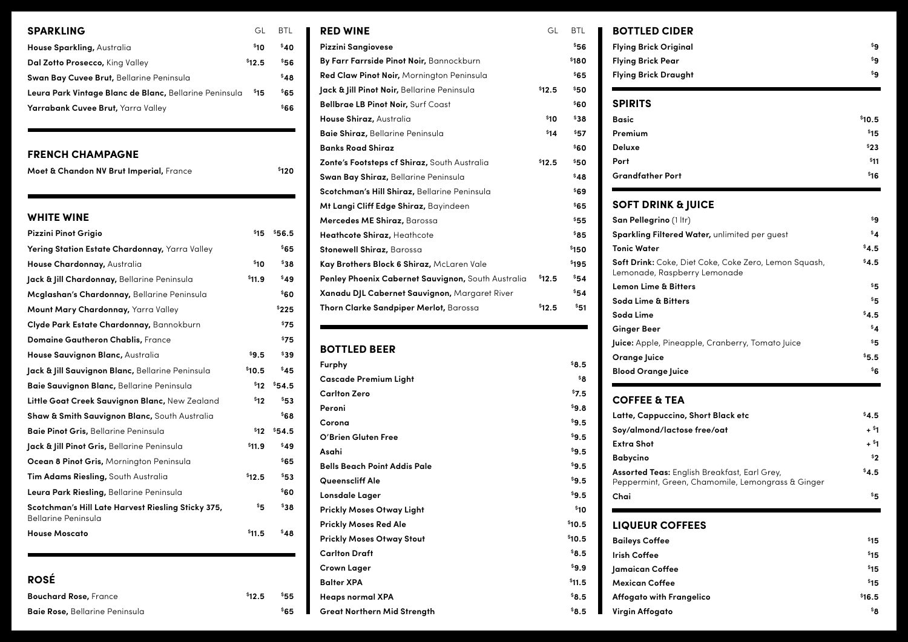## SPARKLING

| | GL | BTL |
|---|---|---|
| **House Sparkling,** Australia | $10 | $40 |
| **Dal Zotto Prosecco,** King Valley | $12.5 | $56 |
| **Swan Bay Cuvee Brut,** Bellarine Peninsula | | $48 |
| **Leura Park Vintage Blanc de Blanc,** Bellarine Peninsula | $15 | $65 |
| **Yarrabank Cuvee Brut,** Yarra Valley | | $66 |

## FRENCH CHAMPAGNE

| | |
|---|---|
| **Moet & Chandon NV Brut Imperial,** France | $120 |

## WHITE WINE

| | GL | BTL |
|---|---|---|
| **Pizzini Pinot Grigio** | $15 | $56.5 |
| **Yering Station Estate Chardonnay,** Yarra Valley | | $65 |
| **House Chardonnay,** Australia | $10 | $38 |
| **Jack & Jill Chardonnay,** Bellarine Peninsula | $11.9 | $49 |
| **Mcglashan's Chardonnay,** Bellarine Peninsula | | $60 |
| **Mount Mary Chardonnay,** Yarra Valley | | $225 |
| **Clyde Park Estate Chardonnay,** Bannokburn | | $75 |
| **Domaine Gautheron Chablis,** France | | $75 |
| **House Sauvignon Blanc,** Australia | $9.5 | $39 |
| **Jack & Jill Sauvignon Blanc,** Bellarine Peninsula | $10.5 | $45 |
| **Baie Sauvignon Blanc,** Bellarine Peninsula | $12 | $54.5 |
| **Little Goat Creek Sauvignon Blanc,** New Zealand | $12 | $53 |
| **Shaw & Smith Sauvignon Blanc,** South Australia | | $68 |
| **Baie Pinot Gris,** Bellarine Peninsula | $12 | $54.5 |
| **Jack & Jill Pinot Gris,** Bellarine Peninsula | $11.9 | $49 |
| **Ocean 8 Pinot Gris,** Mornington Peninsula | | $65 |
| **Tim Adams Riesling,** South Australia | $12.5 | $53 |
| **Leura Park Riesling,** Bellarine Peninsula | | $60 |
| **Scotchman's Hill Late Harvest Riesling Sticky 375,** Bellarine Peninsula | $5 | $38 |
| **House Moscato** | $11.5 | $48 |

## ROSÉ

| | GL | BTL |
|---|---|---|
| **Bouchard Rose,** France | $12.5 | $55 |
| **Baie Rose,** Bellarine Peninsula | | $65 |

## RED WINE

| | GL | BTL |
|---|---|---|
| **Pizzini Sangiovese** | | $56 |
| **By Farr Farrside Pinot Noir,** Bannockburn | | $180 |
| **Red Claw Pinot Noir,** Mornington Peninsula | | $65 |
| **Jack & Jill Pinot Noir,** Bellarine Peninsula | $12.5 | $50 |
| **Bellbrae LB Pinot Noir,** Surf Coast | | $60 |
| **House Shiraz,** Australia | $10 | $38 |
| **Baie Shiraz,** Bellarine Peninsula | $14 | $57 |
| **Banks Road Shiraz** | | $60 |
| **Zonte's Footsteps cf Shiraz,** South Australia | $12.5 | $50 |
| **Swan Bay Shiraz,** Bellarine Peninsula | | $48 |
| **Scotchman's Hill Shiraz,** Bellarine Peninsula | | $69 |
| **Mt Langi Cliff Edge Shiraz,** Bayindeen | | $65 |
| **Mercedes ME Shiraz,** Barossa | | $55 |
| **Heathcote Shiraz,** Heathcote | | $85 |
| **Stonewell Shiraz,** Barossa | | $150 |
| **Kay Brothers Block 6 Shiraz,** McLaren Vale | | $195 |
| **Penley Phoenix Cabernet Sauvignon,** South Australia | $12.5 | $54 |
| **Xanadu DJL Cabernet Sauvignon,** Margaret River | | $54 |
| **Thorn Clarke Sandpiper Merlot,** Barossa | $12.5 | $51 |

## BOTTLED BEER

| | |
|---|---|
| **Furphy** | $8.5 |
| **Cascade Premium Light** | $8 |
| **Carlton Zero** | $7.5 |
| **Peroni** | $9.8 |
| **Corona** | $9.5 |
| **O'Brien Gluten Free** | $9.5 |
| **Asahi** | $9.5 |
| **Bells Beach Point Addis Pale** | $9.5 |
| **Queenscliff Ale** | $9.5 |
| **Lonsdale Lager** | $9.5 |
| **Prickly Moses Otway Light** | $10 |
| **Prickly Moses Red Ale** | $10.5 |
| **Prickly Moses Otway Stout** | $10.5 |
| **Carlton Draft** | $8.5 |
| **Crown Lager** | $9.9 |
| **Balter XPA** | $11.5 |
| **Heaps normal XPA** | $8.5 |
| **Great Northern Mid Strength** | $8.5 |

## BOTTLED CIDER

| | |
|---|---|
| **Flying Brick Original** | $9 |
| **Flying Brick Pear** | $9 |
| **Flying Brick Draught** | $9 |

## SPIRITS

| | |
|---|---|
| **Basic** | $10.5 |
| **Premium** | $15 |
| **Deluxe** | $23 |
| **Port** | $11 |
| **Grandfather Port** | $16 |

## SOFT DRINK & JUICE

| | |
|---|---|
| **San Pellegrino** (1 ltr) | $9 |
| **Sparkling Filtered Water,** unlimited per guest | $4 |
| **Tonic Water** | $4.5 |
| **Soft Drink:** Coke, Diet Coke, Coke Zero, Lemon Squash, Lemonade, Raspberry Lemonade | $4.5 |
| **Lemon Lime & Bitters** | $5 |
| **Soda Lime & Bitters** | $5 |
| **Soda Lime** | $4.5 |
| **Ginger Beer** | $4 |
| **Juice:** Apple, Pineapple, Cranberry, Tomato Juice | $5 |
| **Orange Juice** | $5.5 |
| **Blood Orange Juice** | $6 |

## COFFEE & TEA

| | |
|---|---|
| **Latte, Cappuccino, Short Black etc** | $4.5 |
| **Soy/almond/lactose free/oat** | + $1 |
| **Extra Shot** | + $1 |
| **Babycino** | $2 |
| **Assorted Teas:** English Breakfast, Earl Grey, Peppermint, Green, Chamomile, Lemongrass & Ginger | $4.5 |
| **Chai** | $5 |

## LIQUEUR COFFEES

| | |
|---|---|
| **Baileys Coffee** | $15 |
| **Irish Coffee** | $15 |
| **Jamaican Coffee** | $15 |
| **Mexican Coffee** | $15 |
| **Affogato with Frangelico** | $16.5 |
| **Virgin Affogato** | $8 |